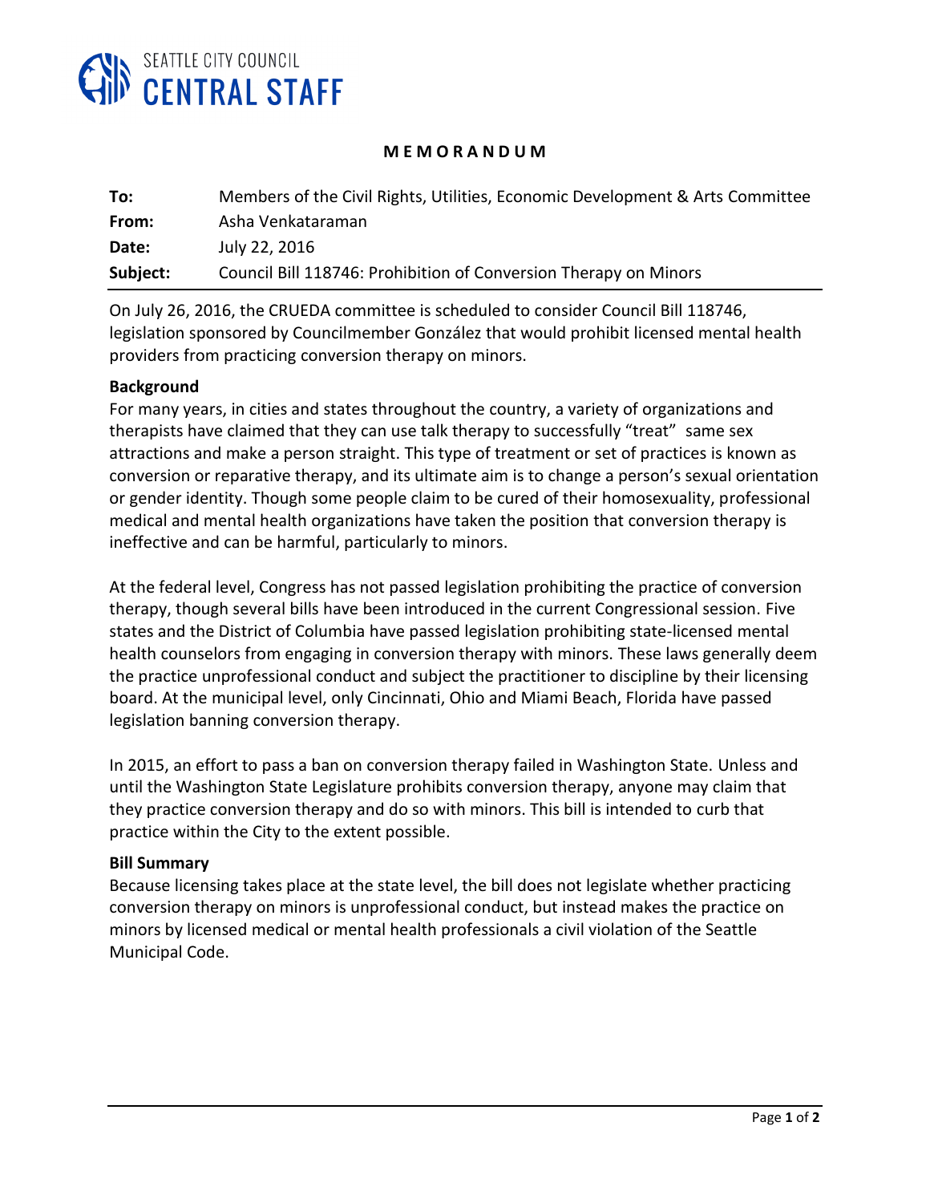SEATTLE CITY COUNCIL
**CENTRAL STAFF**

**M E M O R A N D U M**

| | |
|---|---|
| **To:** | Members of the Civil Rights, Utilities, Economic Development & Arts Committee |
| **From:** | Asha Venkataraman |
| **Date:** | July 22, 2016 |
| **Subject:** | Council Bill 118746: Prohibition of Conversion Therapy on Minors |

On July 26, 2016, the CRUEDA committee is scheduled to consider Council Bill 118746, legislation sponsored by Councilmember González that would prohibit licensed mental health providers from practicing conversion therapy on minors.

**Background**

For many years, in cities and states throughout the country, a variety of organizations and therapists have claimed that they can use talk therapy to successfully "treat" same sex attractions and make a person straight. This type of treatment or set of practices is known as conversion or reparative therapy, and its ultimate aim is to change a person's sexual orientation or gender identity. Though some people claim to be cured of their homosexuality, professional medical and mental health organizations have taken the position that conversion therapy is ineffective and can be harmful, particularly to minors.

At the federal level, Congress has not passed legislation prohibiting the practice of conversion therapy, though several bills have been introduced in the current Congressional session. Five states and the District of Columbia have passed legislation prohibiting state-licensed mental health counselors from engaging in conversion therapy with minors. These laws generally deem the practice unprofessional conduct and subject the practitioner to discipline by their licensing board. At the municipal level, only Cincinnati, Ohio and Miami Beach, Florida have passed legislation banning conversion therapy.

In 2015, an effort to pass a ban on conversion therapy failed in Washington State. Unless and until the Washington State Legislature prohibits conversion therapy, anyone may claim that they practice conversion therapy and do so with minors. This bill is intended to curb that practice within the City to the extent possible.

**Bill Summary**

Because licensing takes place at the state level, the bill does not legislate whether practicing conversion therapy on minors is unprofessional conduct, but instead makes the practice on minors by licensed medical or mental health professionals a civil violation of the Seattle Municipal Code.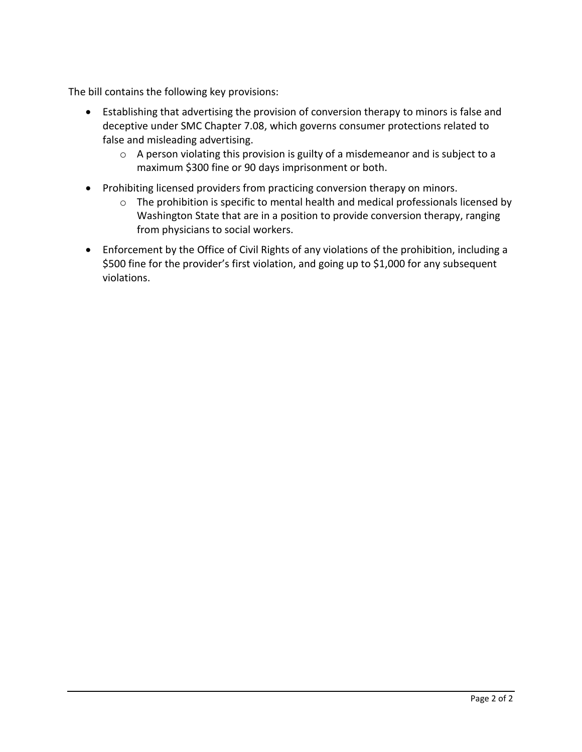The bill contains the following key provisions:

- Establishing that advertising the provision of conversion therapy to minors is false and deceptive under SMC Chapter 7.08, which governs consumer protections related to false and misleading advertising.
  - A person violating this provision is guilty of a misdemeanor and is subject to a maximum $300 fine or 90 days imprisonment or both.
- Prohibiting licensed providers from practicing conversion therapy on minors.
  - The prohibition is specific to mental health and medical professionals licensed by Washington State that are in a position to provide conversion therapy, ranging from physicians to social workers.
- Enforcement by the Office of Civil Rights of any violations of the prohibition, including a $500 fine for the provider's first violation, and going up to $1,000 for any subsequent violations.